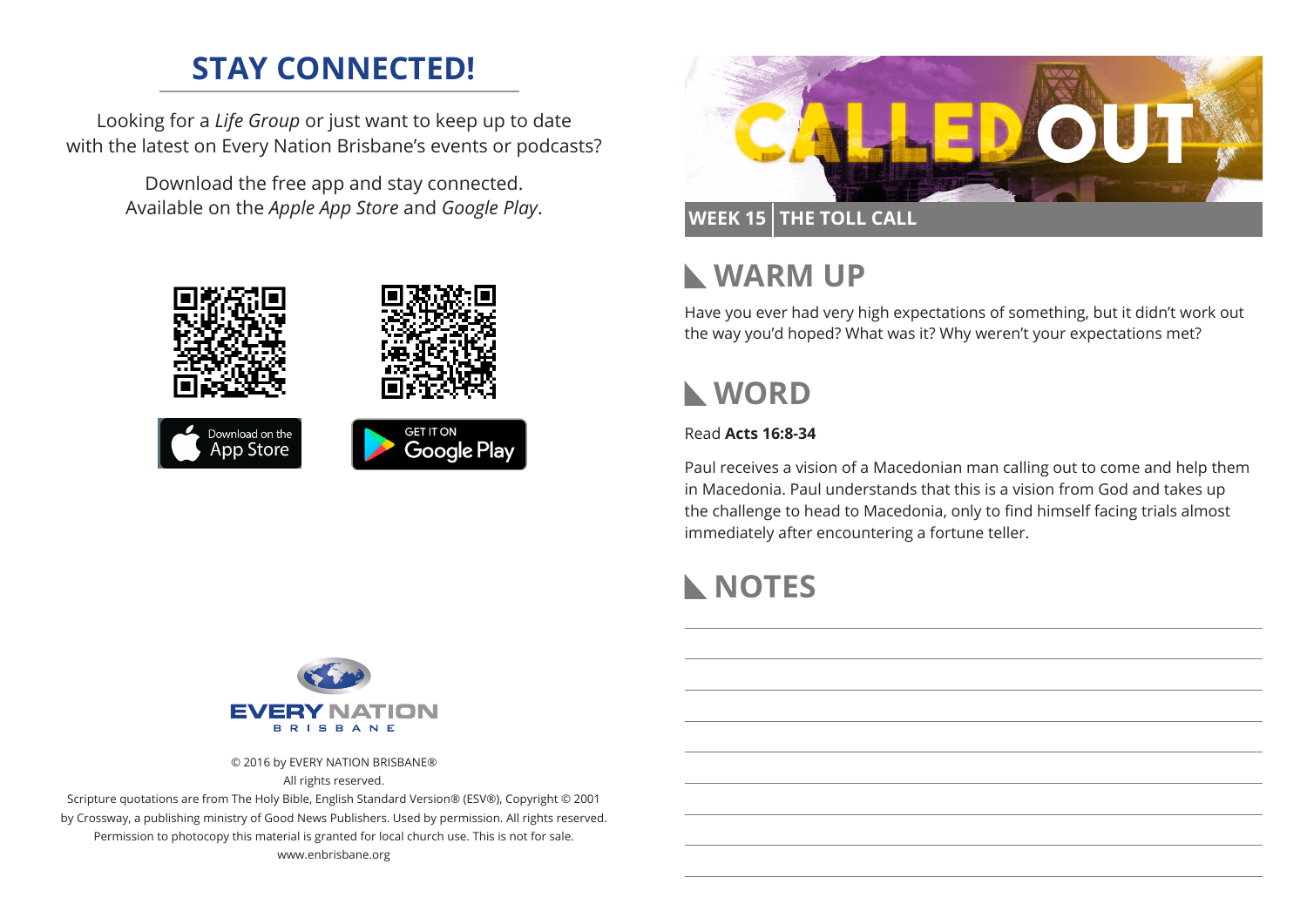## STAY CONNECTED!

Looking for a *Life Group* or just want to keep up to date with the latest on Every Nation Brisbane's events or podcasts?

Download the free app and stay connected. Available on the *Apple App Store* and *Google Play*.

Download on the App Store

GET IT ON Google Play

EVERY NATION BRISBANE

© 2016 by EVERY NATION BRISBANE®
All rights reserved.
Scripture quotations are from The Holy Bible, English Standard Version® (ESV®), Copyright © 2001 by Crossway, a publishing ministry of Good News Publishers. Used by permission. All rights reserved.
Permission to photocopy this material is granted for local church use. This is not for sale.
www.enbrisbane.org

# CALLED OUT

**WEEK 15 | THE TOLL CALL**

## WARM UP

Have you ever had very high expectations of something, but it didn't work out the way you'd hoped? What was it? Why weren't your expectations met?

## WORD

Read **Acts 16:8-34**

Paul receives a vision of a Macedonian man calling out to come and help them in Macedonia. Paul understands that this is a vision from God and takes up the challenge to head to Macedonia, only to find himself facing trials almost immediately after encountering a fortune teller.

## NOTES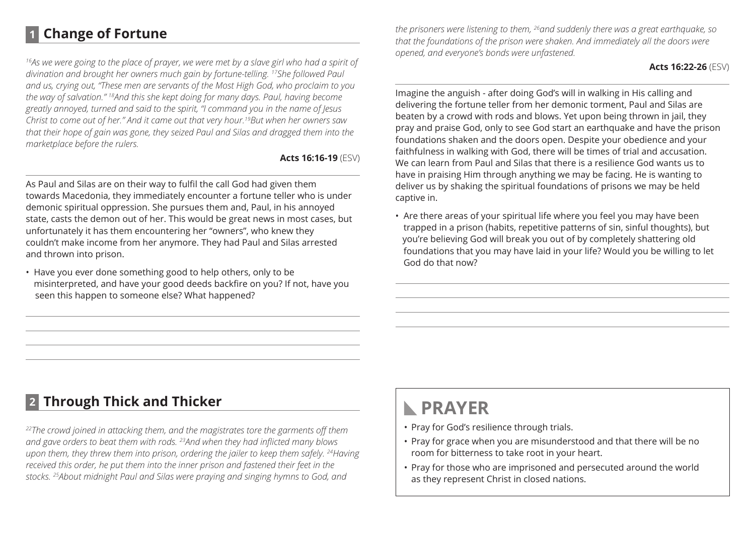## 1 Change of Fortune

*[16]As we were going to the place of prayer, we were met by a slave girl who had a spirit of divination and brought her owners much gain by fortune-telling. [17]She followed Paul and us, crying out, "These men are servants of the Most High God, who proclaim to you the way of salvation." [18]And this she kept doing for many days. Paul, having become greatly annoyed, turned and said to the spirit, "I command you in the name of Jesus Christ to come out of her." And it came out that very hour.[19]But when her owners saw that their hope of gain was gone, they seized Paul and Silas and dragged them into the marketplace before the rulers.*

**Acts 16:16-19** (ESV)

As Paul and Silas are on their way to fulfil the call God had given them towards Macedonia, they immediately encounter a fortune teller who is under demonic spiritual oppression. She pursues them and, Paul, in his annoyed state, casts the demon out of her. This would be great news in most cases, but unfortunately it has them encountering her "owners", who knew they couldn't make income from her anymore. They had Paul and Silas arrested and thrown into prison.

- Have you ever done something good to help others, only to be misinterpreted, and have your good deeds backfire on you? If not, have you seen this happen to someone else? What happened?

## 2 Through Thick and Thicker

*[22]The crowd joined in attacking them, and the magistrates tore the garments off them and gave orders to beat them with rods. [23]And when they had inflicted many blows upon them, they threw them into prison, ordering the jailer to keep them safely. [24]Having received this order, he put them into the inner prison and fastened their feet in the stocks. [25]About midnight Paul and Silas were praying and singing hymns to God, and the prisoners were listening to them, [26]and suddenly there was a great earthquake, so that the foundations of the prison were shaken. And immediately all the doors were opened, and everyone's bonds were unfastened.*

**Acts 16:22-26** (ESV)

Imagine the anguish - after doing God's will in walking in His calling and delivering the fortune teller from her demonic torment, Paul and Silas are beaten by a crowd with rods and blows. Yet upon being thrown in jail, they pray and praise God, only to see God start an earthquake and have the prison foundations shaken and the doors open. Despite your obedience and your faithfulness in walking with God, there will be times of trial and accusation. We can learn from Paul and Silas that there is a resilience God wants us to have in praising Him through anything we may be facing. He is wanting to deliver us by shaking the spiritual foundations of prisons we may be held captive in.

- Are there areas of your spiritual life where you feel you may have been trapped in a prison (habits, repetitive patterns of sin, sinful thoughts), but you're believing God will break you out of by completely shattering old foundations that you may have laid in your life? Would you be willing to let God do that now?

## PRAYER

- Pray for God's resilience through trials.
- Pray for grace when you are misunderstood and that there will be no room for bitterness to take root in your heart.
- Pray for those who are imprisoned and persecuted around the world as they represent Christ in closed nations.